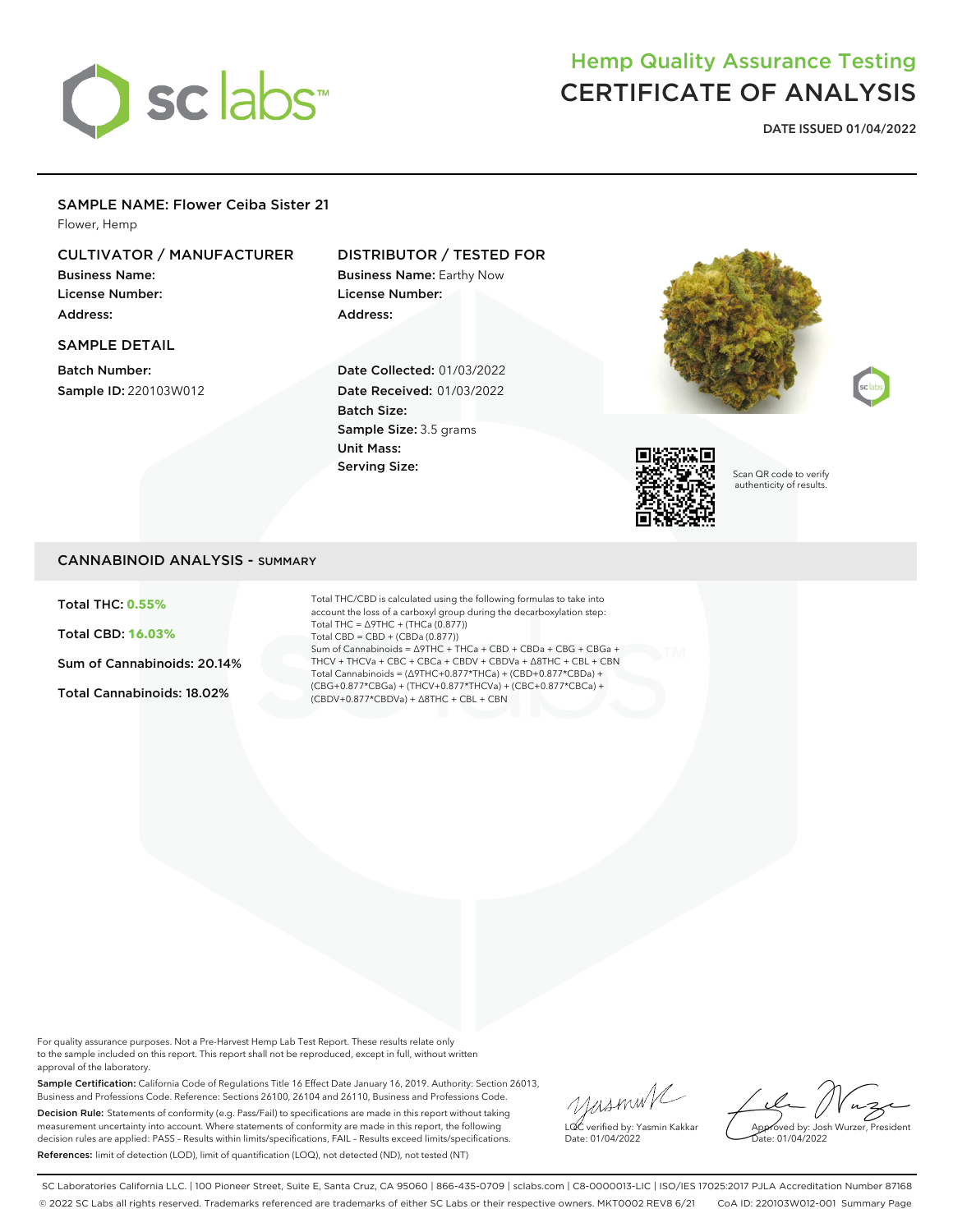# Hemp Quality Assurance Testing
# CERTIFICATE OF ANALYSIS

**DATE ISSUED 01/04/2022**

## SAMPLE NAME: Flower Ceiba Sister 21

Flower, Hemp

### CULTIVATOR / MANUFACTURER

**Business Name:**
**License Number:**
**Address:**

### DISTRIBUTOR / TESTED FOR

**Business Name:** Earthy Now
**License Number:**
**Address:**

### SAMPLE DETAIL

**Batch Number:**
**Sample ID:** 220103W012

**Date Collected:** 01/03/2022
**Date Received:** 01/03/2022
**Batch Size:**
**Sample Size:** 3.5 grams
**Unit Mass:**
**Serving Size:**

Scan QR code to verify authenticity of results.

## CANNABINOID ANALYSIS - SUMMARY

**Total THC: 0.55%**

**Total CBD: 16.03%**

**Sum of Cannabinoids: 20.14%**

**Total Cannabinoids: 18.02%**

Total THC/CBD is calculated using the following formulas to take into account the loss of a carboxyl group during the decarboxylation step:
Total THC = Δ9THC + (THCa (0.877))
Total CBD = CBD + (CBDa (0.877))
Sum of Cannabinoids = Δ9THC + THCa + CBD + CBDa + CBG + CBGa + THCV + THCVa + CBC + CBCa + CBDV + CBDVa + Δ8THC + CBL + CBN
Total Cannabinoids = (Δ9THC+0.877*THCa) + (CBD+0.877*CBDa) + (CBG+0.877*CBGa) + (THCV+0.877*THCVa) + (CBC+0.877*CBCa) + (CBDV+0.877*CBDVa) + Δ8THC + CBL + CBN

For quality assurance purposes. Not a Pre-Harvest Hemp Lab Test Report. These results relate only to the sample included on this report. This report shall not be reproduced, except in full, without written approval of the laboratory.

**Sample Certification:** California Code of Regulations Title 16 Effect Date January 16, 2019. Authority: Section 26013, Business and Professions Code. Reference: Sections 26100, 26104 and 26110, Business and Professions Code.

**Decision Rule:** Statements of conformity (e.g. Pass/Fail) to specifications are made in this report without taking measurement uncertainty into account. Where statements of conformity are made in this report, the following decision rules are applied: PASS – Results within limits/specifications, FAIL – Results exceed limits/specifications.

**References:** limit of detection (LOD), limit of quantification (LOQ), not detected (ND), not tested (NT)

LQC verified by: Yasmin Kakkar
Date: 01/04/2022

Approved by: Josh Wurzer, President
Date: 01/04/2022

SC Laboratories California LLC. | 100 Pioneer Street, Suite E, Santa Cruz, CA 95060 | 866-435-0709 | sclabs.com | C8-0000013-LIC | ISO/IES 17025:2017 PJLA Accreditation Number 87168
© 2022 SC Labs all rights reserved. Trademarks referenced are trademarks of either SC Labs or their respective owners. MKT0002 REV8 6/21 CoA ID: 220103W012-001 Summary Page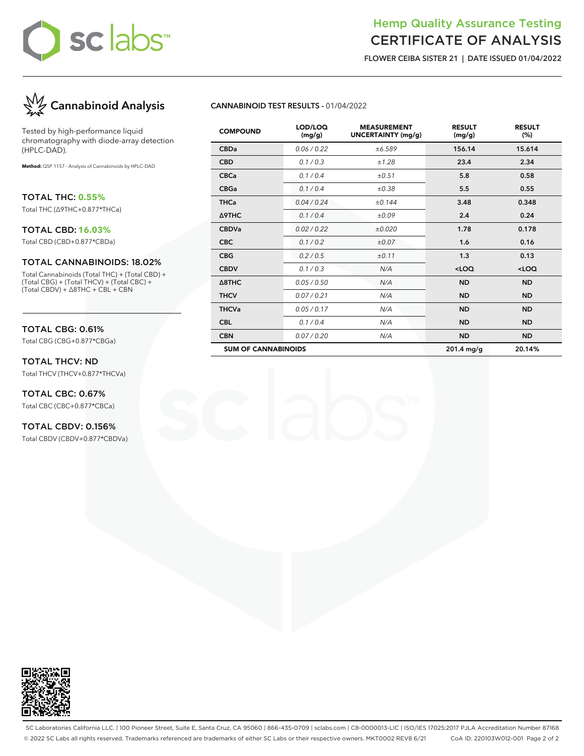# Hemp Quality Assurance Testing
# CERTIFICATE OF ANALYSIS

**FLOWER CEIBA SISTER 21 | DATE ISSUED 01/04/2022**

## Cannabinoid Analysis

Tested by high-performance liquid chromatography with diode-array detection (HPLC-DAD).

**Method:** QSP 1157 - Analysis of Cannabinoids by HPLC-DAD

**TOTAL THC: 0.55%**
Total THC (Δ9THC+0.877*THCa)

**TOTAL CBD: 16.03%**
Total CBD (CBD+0.877*CBDa)

**TOTAL CANNABINOIDS: 18.02%**
Total Cannabinoids (Total THC) + (Total CBD) + (Total CBG) + (Total THCV) + (Total CBC) + (Total CBDV) + Δ8THC + CBL + CBN

**TOTAL CBG: 0.61%**
Total CBG (CBG+0.877*CBGa)

**TOTAL THCV: ND**
Total THCV (THCV+0.877*THCVa)

**TOTAL CBC: 0.67%**
Total CBC (CBC+0.877*CBCa)

**TOTAL CBDV: 0.156%**
Total CBDV (CBDV+0.877*CBDVa)

**CANNABINOID TEST RESULTS** - 01/04/2022

| COMPOUND | LOD/LOQ (mg/g) | MEASUREMENT UNCERTAINTY (mg/g) | RESULT (mg/g) | RESULT (%) |
|---|---|---|---|---|
| CBDa | 0.06 / 0.22 | ±6.589 | 156.14 | 15.614 |
| CBD | 0.1 / 0.3 | ±1.28 | 23.4 | 2.34 |
| CBCa | 0.1 / 0.4 | ±0.51 | 5.8 | 0.58 |
| CBGa | 0.1 / 0.4 | ±0.38 | 5.5 | 0.55 |
| THCa | 0.04 / 0.24 | ±0.144 | 3.48 | 0.348 |
| Δ9THC | 0.1 / 0.4 | ±0.09 | 2.4 | 0.24 |
| CBDVa | 0.02 / 0.22 | ±0.020 | 1.78 | 0.178 |
| CBC | 0.1 / 0.2 | ±0.07 | 1.6 | 0.16 |
| CBG | 0.2 / 0.5 | ±0.11 | 1.3 | 0.13 |
| CBDV | 0.1 / 0.3 | N/A | <LOQ | <LOQ |
| Δ8THC | 0.05 / 0.50 | N/A | ND | ND |
| THCV | 0.07 / 0.21 | N/A | ND | ND |
| THCVa | 0.05 / 0.17 | N/A | ND | ND |
| CBL | 0.1 / 0.4 | N/A | ND | ND |
| CBN | 0.07 / 0.20 | N/A | ND | ND |
| **SUM OF CANNABINOIDS** | | | 201.4 mg/g | 20.14% |

SC Laboratories California LLC. | 100 Pioneer Street, Suite E, Santa Cruz, CA 95060 | 866-435-0709 | sclabs.com | C8-0000013-LIC | ISO/IES 17025:2017 PJLA Accreditation Number 87168
© 2022 SC Labs all rights reserved. Trademarks referenced are trademarks of either SC Labs or their respective owners. MKT0002 REV8 6/21 CoA ID: 220103W012-001